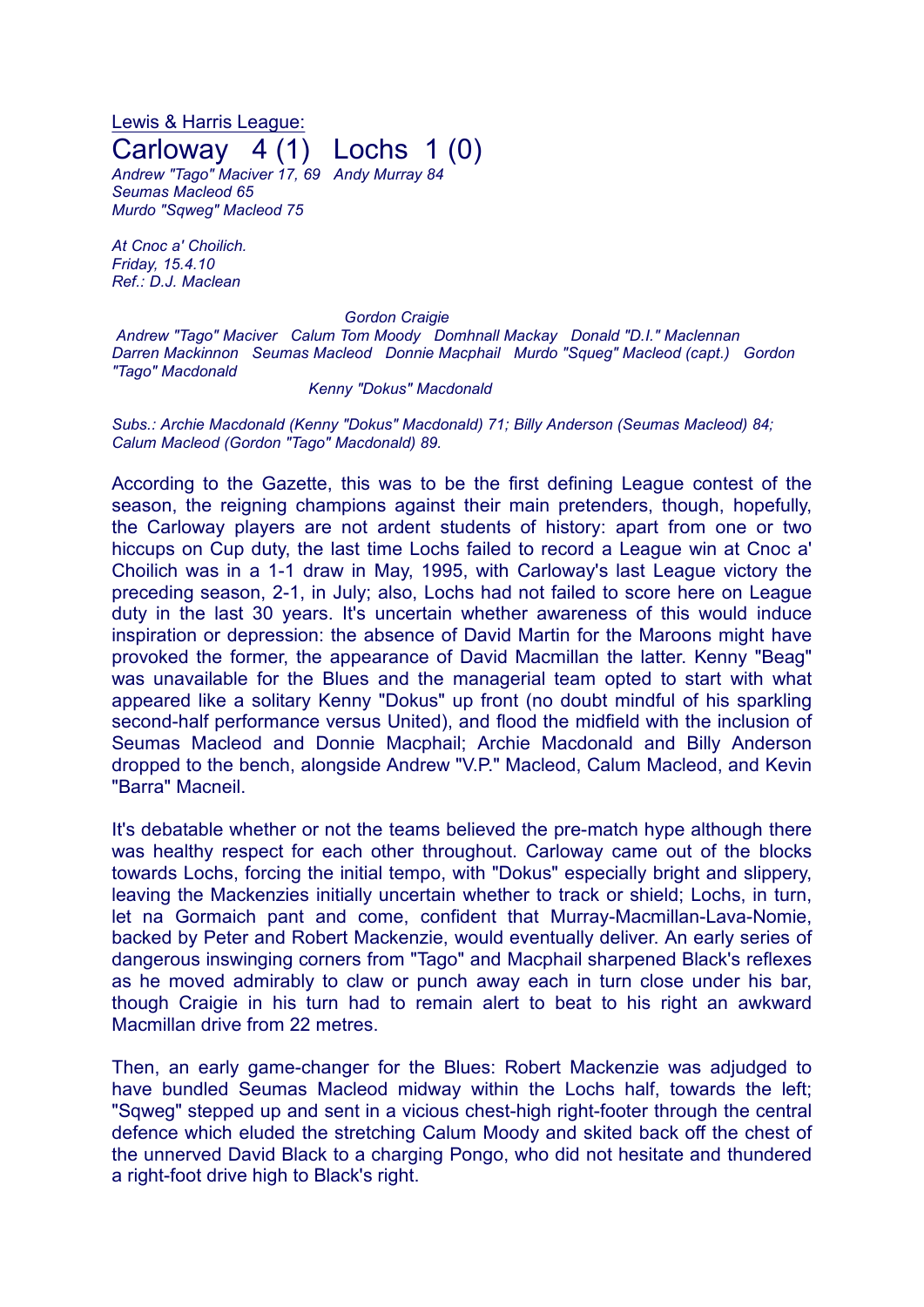Lewis & Harris League:

# Carloway 4 (1) Lochs 1 (0)

*Andrew "Tago" Maciver 17, 69 Andy Murray 84*
*Seumas Macleod 65*
*Murdo "Sqweg" Macleod 75*

*At Cnoc a' Choilich.*
*Friday, 15.4.10*
*Ref.: D.J. Maclean*

*Gordon Craigie*

*Andrew "Tago" Maciver Calum Tom Moody Domhnall Mackay Donald "D.I." Maclennan*
*Darren Mackinnon Seumas Macleod Donnie Macphail Murdo "Squeg" Macleod (capt.) Gordon "Tago" Macdonald*

*Kenny "Dokus" Macdonald*

*Subs.: Archie Macdonald (Kenny "Dokus" Macdonald) 71; Billy Anderson (Seumas Macleod) 84; Calum Macleod (Gordon "Tago" Macdonald) 89.*

According to the Gazette, this was to be the first defining League contest of the season, the reigning champions against their main pretenders, though, hopefully, the Carloway players are not ardent students of history: apart from one or two hiccups on Cup duty, the last time Lochs failed to record a League win at Cnoc a' Choilich was in a 1-1 draw in May, 1995, with Carloway's last League victory the preceding season, 2-1, in July; also, Lochs had not failed to score here on League duty in the last 30 years. It's uncertain whether awareness of this would induce inspiration or depression: the absence of David Martin for the Maroons might have provoked the former, the appearance of David Macmillan the latter. Kenny "Beag" was unavailable for the Blues and the managerial team opted to start with what appeared like a solitary Kenny "Dokus" up front (no doubt mindful of his sparkling second-half performance versus United), and flood the midfield with the inclusion of Seumas Macleod and Donnie Macphail; Archie Macdonald and Billy Anderson dropped to the bench, alongside Andrew "V.P." Macleod, Calum Macleod, and Kevin "Barra" Macneil.

It's debatable whether or not the teams believed the pre-match hype although there was healthy respect for each other throughout. Carloway came out of the blocks towards Lochs, forcing the initial tempo, with "Dokus" especially bright and slippery, leaving the Mackenzies initially uncertain whether to track or shield; Lochs, in turn, let na Gormaich pant and come, confident that Murray-Macmillan-Lava-Nomie, backed by Peter and Robert Mackenzie, would eventually deliver. An early series of dangerous inswinging corners from "Tago" and Macphail sharpened Black's reflexes as he moved admirably to claw or punch away each in turn close under his bar, though Craigie in his turn had to remain alert to beat to his right an awkward Macmillan drive from 22 metres.

Then, an early game-changer for the Blues: Robert Mackenzie was adjudged to have bundled Seumas Macleod midway within the Lochs half, towards the left; "Sqweg" stepped up and sent in a vicious chest-high right-footer through the central defence which eluded the stretching Calum Moody and skited back off the chest of the unnerved David Black to a charging Pongo, who did not hesitate and thundered a right-foot drive high to Black's right.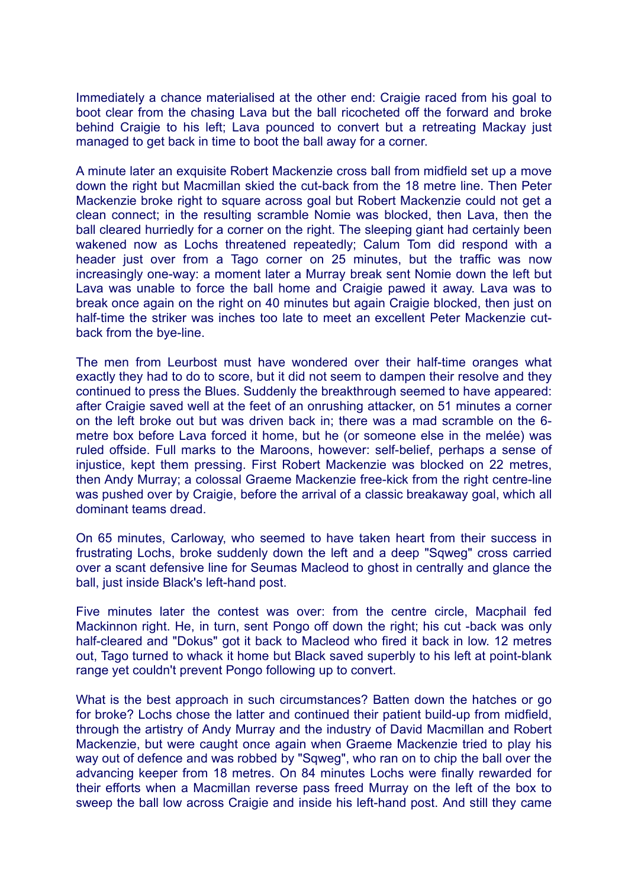Immediately a chance materialised at the other end: Craigie raced from his goal to boot clear from the chasing Lava but the ball ricocheted off the forward and broke behind Craigie to his left; Lava pounced to convert but a retreating Mackay just managed to get back in time to boot the ball away for a corner.

A minute later an exquisite Robert Mackenzie cross ball from midfield set up a move down the right but Macmillan skied the cut-back from the 18 metre line. Then Peter Mackenzie broke right to square across goal but Robert Mackenzie could not get a clean connect; in the resulting scramble Nomie was blocked, then Lava, then the ball cleared hurriedly for a corner on the right. The sleeping giant had certainly been wakened now as Lochs threatened repeatedly; Calum Tom did respond with a header just over from a Tago corner on 25 minutes, but the traffic was now increasingly one-way: a moment later a Murray break sent Nomie down the left but Lava was unable to force the ball home and Craigie pawed it away. Lava was to break once again on the right on 40 minutes but again Craigie blocked, then just on half-time the striker was inches too late to meet an excellent Peter Mackenzie cut-back from the bye-line.

The men from Leurbost must have wondered over their half-time oranges what exactly they had to do to score, but it did not seem to dampen their resolve and they continued to press the Blues. Suddenly the breakthrough seemed to have appeared: after Craigie saved well at the feet of an onrushing attacker, on 51 minutes a corner on the left broke out but was driven back in; there was a mad scramble on the 6-metre box before Lava forced it home, but he (or someone else in the melée) was ruled offside. Full marks to the Maroons, however: self-belief, perhaps a sense of injustice, kept them pressing. First Robert Mackenzie was blocked on 22 metres, then Andy Murray; a colossal Graeme Mackenzie free-kick from the right centre-line was pushed over by Craigie, before the arrival of a classic breakaway goal, which all dominant teams dread.

On 65 minutes, Carloway, who seemed to have taken heart from their success in frustrating Lochs, broke suddenly down the left and a deep "Sqweg" cross carried over a scant defensive line for Seumas Macleod to ghost in centrally and glance the ball, just inside Black's left-hand post.

Five minutes later the contest was over: from the centre circle, Macphail fed Mackinnon right. He, in turn, sent Pongo off down the right; his cut -back was only half-cleared and "Dokus" got it back to Macleod who fired it back in low. 12 metres out, Tago turned to whack it home but Black saved superbly to his left at point-blank range yet couldn't prevent Pongo following up to convert.

What is the best approach in such circumstances? Batten down the hatches or go for broke? Lochs chose the latter and continued their patient build-up from midfield, through the artistry of Andy Murray and the industry of David Macmillan and Robert Mackenzie, but were caught once again when Graeme Mackenzie tried to play his way out of defence and was robbed by "Sqweg", who ran on to chip the ball over the advancing keeper from 18 metres. On 84 minutes Lochs were finally rewarded for their efforts when a Macmillan reverse pass freed Murray on the left of the box to sweep the ball low across Craigie and inside his left-hand post. And still they came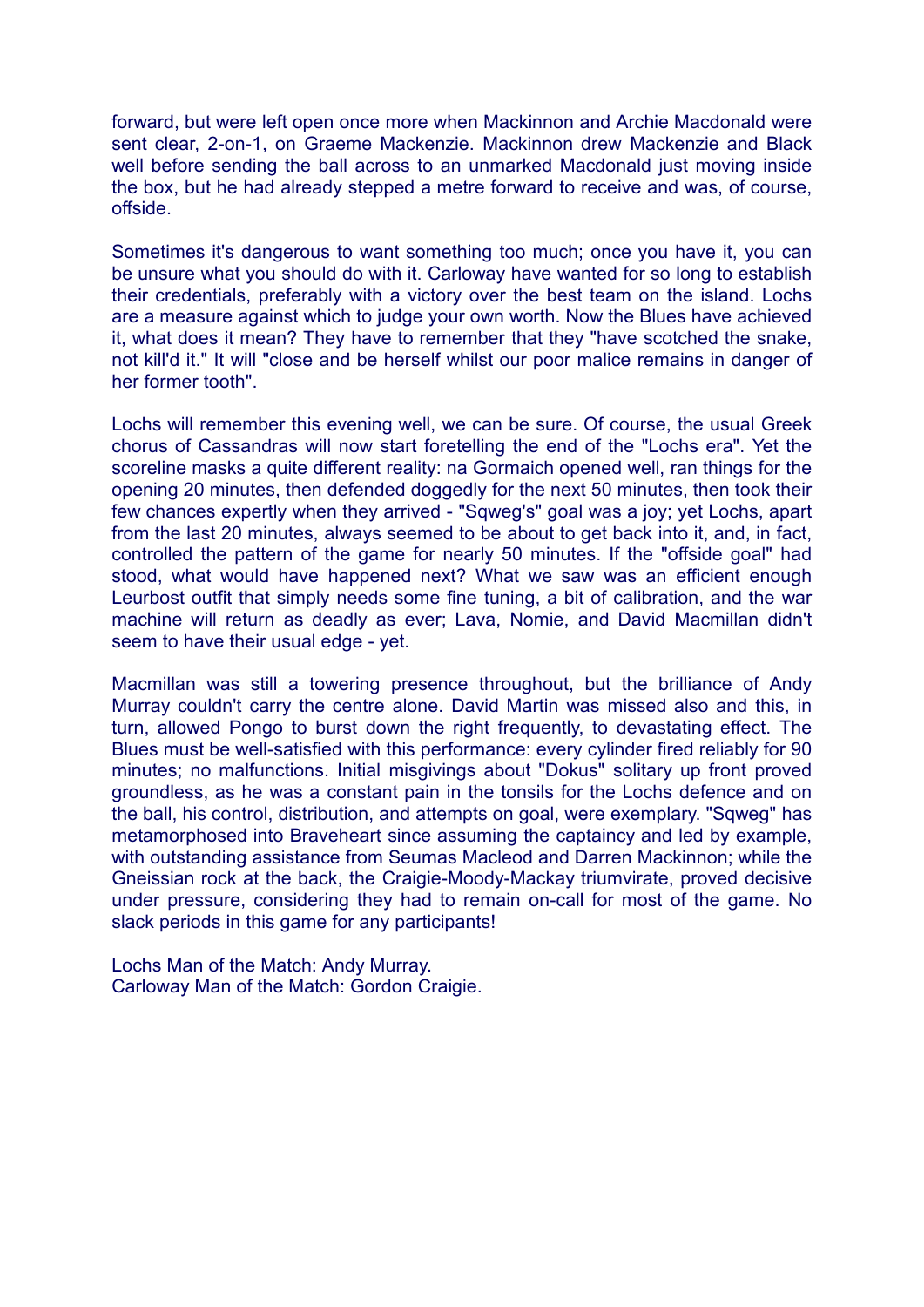forward, but were left open once more when Mackinnon and Archie Macdonald were sent clear, 2-on-1, on Graeme Mackenzie. Mackinnon drew Mackenzie and Black well before sending the ball across to an unmarked Macdonald just moving inside the box, but he had already stepped a metre forward to receive and was, of course, offside.

Sometimes it's dangerous to want something too much; once you have it, you can be unsure what you should do with it. Carloway have wanted for so long to establish their credentials, preferably with a victory over the best team on the island. Lochs are a measure against which to judge your own worth. Now the Blues have achieved it, what does it mean? They have to remember that they "have scotched the snake, not kill'd it." It will "close and be herself whilst our poor malice remains in danger of her former tooth".

Lochs will remember this evening well, we can be sure. Of course, the usual Greek chorus of Cassandras will now start foretelling the end of the "Lochs era". Yet the scoreline masks a quite different reality: na Gormaich opened well, ran things for the opening 20 minutes, then defended doggedly for the next 50 minutes, then took their few chances expertly when they arrived - "Sqweg's" goal was a joy; yet Lochs, apart from the last 20 minutes, always seemed to be about to get back into it, and, in fact, controlled the pattern of the game for nearly 50 minutes. If the "offside goal" had stood, what would have happened next? What we saw was an efficient enough Leurbost outfit that simply needs some fine tuning, a bit of calibration, and the war machine will return as deadly as ever; Lava, Nomie, and David Macmillan didn't seem to have their usual edge - yet.

Macmillan was still a towering presence throughout, but the brilliance of Andy Murray couldn't carry the centre alone. David Martin was missed also and this, in turn, allowed Pongo to burst down the right frequently, to devastating effect. The Blues must be well-satisfied with this performance: every cylinder fired reliably for 90 minutes; no malfunctions. Initial misgivings about "Dokus" solitary up front proved groundless, as he was a constant pain in the tonsils for the Lochs defence and on the ball, his control, distribution, and attempts on goal, were exemplary. "Sqweg" has metamorphosed into Braveheart since assuming the captaincy and led by example, with outstanding assistance from Seumas Macleod and Darren Mackinnon; while the Gneissian rock at the back, the Craigie-Moody-Mackay triumvirate, proved decisive under pressure, considering they had to remain on-call for most of the game. No slack periods in this game for any participants!

Lochs Man of the Match: Andy Murray.
Carloway Man of the Match: Gordon Craigie.